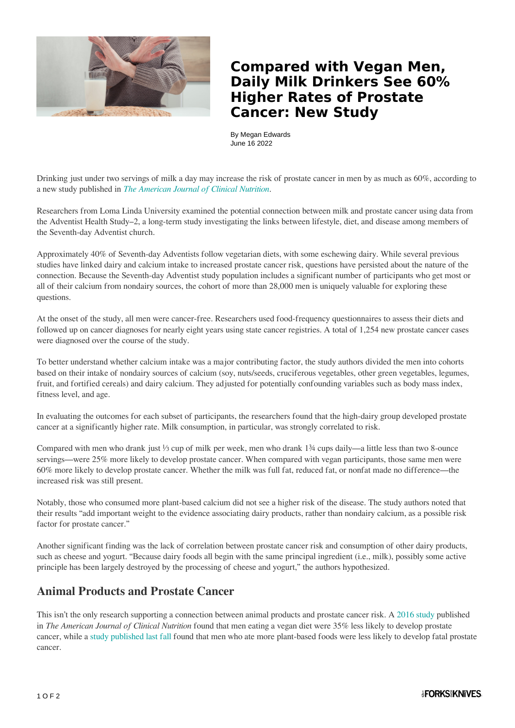# Compared with Vegan Men, Daily Milk Drinkers See 60% Higher Rates of Prostate Cancer: New Study

By Megan Edwards
June 16 2022

Drinking just under two servings of milk a day may increase the risk of prostate cancer in men by as much as 60%, according to a new study published in *The American Journal of Clinical Nutrition*.

Researchers from Loma Linda University examined the potential connection between milk and prostate cancer using data from the Adventist Health Study–2, a long-term study investigating the links between lifestyle, diet, and disease among members of the Seventh-day Adventist church.

Approximately 40% of Seventh-day Adventists follow vegetarian diets, with some eschewing dairy. While several previous studies have linked dairy and calcium intake to increased prostate cancer risk, questions have persisted about the nature of the connection. Because the Seventh-day Adventist study population includes a significant number of participants who get most or all of their calcium from nondairy sources, the cohort of more than 28,000 men is uniquely valuable for exploring these questions.

At the onset of the study, all men were cancer-free. Researchers used food-frequency questionnaires to assess their diets and followed up on cancer diagnoses for nearly eight years using state cancer registries. A total of 1,254 new prostate cancer cases were diagnosed over the course of the study.

To better understand whether calcium intake was a major contributing factor, the study authors divided the men into cohorts based on their intake of nondairy sources of calcium (soy, nuts/seeds, cruciferous vegetables, other green vegetables, legumes, fruit, and fortified cereals) and dairy calcium. They adjusted for potentially confounding variables such as body mass index, fitness level, and age.

In evaluating the outcomes for each subset of participants, the researchers found that the high-dairy group developed prostate cancer at a significantly higher rate. Milk consumption, in particular, was strongly correlated to risk.

Compared with men who drank just ⅓ cup of milk per week, men who drank 1¾ cups daily—a little less than two 8-ounce servings—were 25% more likely to develop prostate cancer. When compared with vegan participants, those same men were 60% more likely to develop prostate cancer. Whether the milk was full fat, reduced fat, or nonfat made no difference—the increased risk was still present.

Notably, those who consumed more plant-based calcium did not see a higher risk of the disease. The study authors noted that their results "add important weight to the evidence associating dairy products, rather than nondairy calcium, as a possible risk factor for prostate cancer."

Another significant finding was the lack of correlation between prostate cancer risk and consumption of other dairy products, such as cheese and yogurt. "Because dairy foods all begin with the same principal ingredient (i.e., milk), possibly some active principle has been largely destroyed by the processing of cheese and yogurt," the authors hypothesized.

## Animal Products and Prostate Cancer

This isn't the only research supporting a connection between animal products and prostate cancer risk. A 2016 study published in *The American Journal of Clinical Nutrition* found that men eating a vegan diet were 35% less likely to develop prostate cancer, while a study published last fall found that men who ate more plant-based foods were less likely to develop fatal prostate cancer.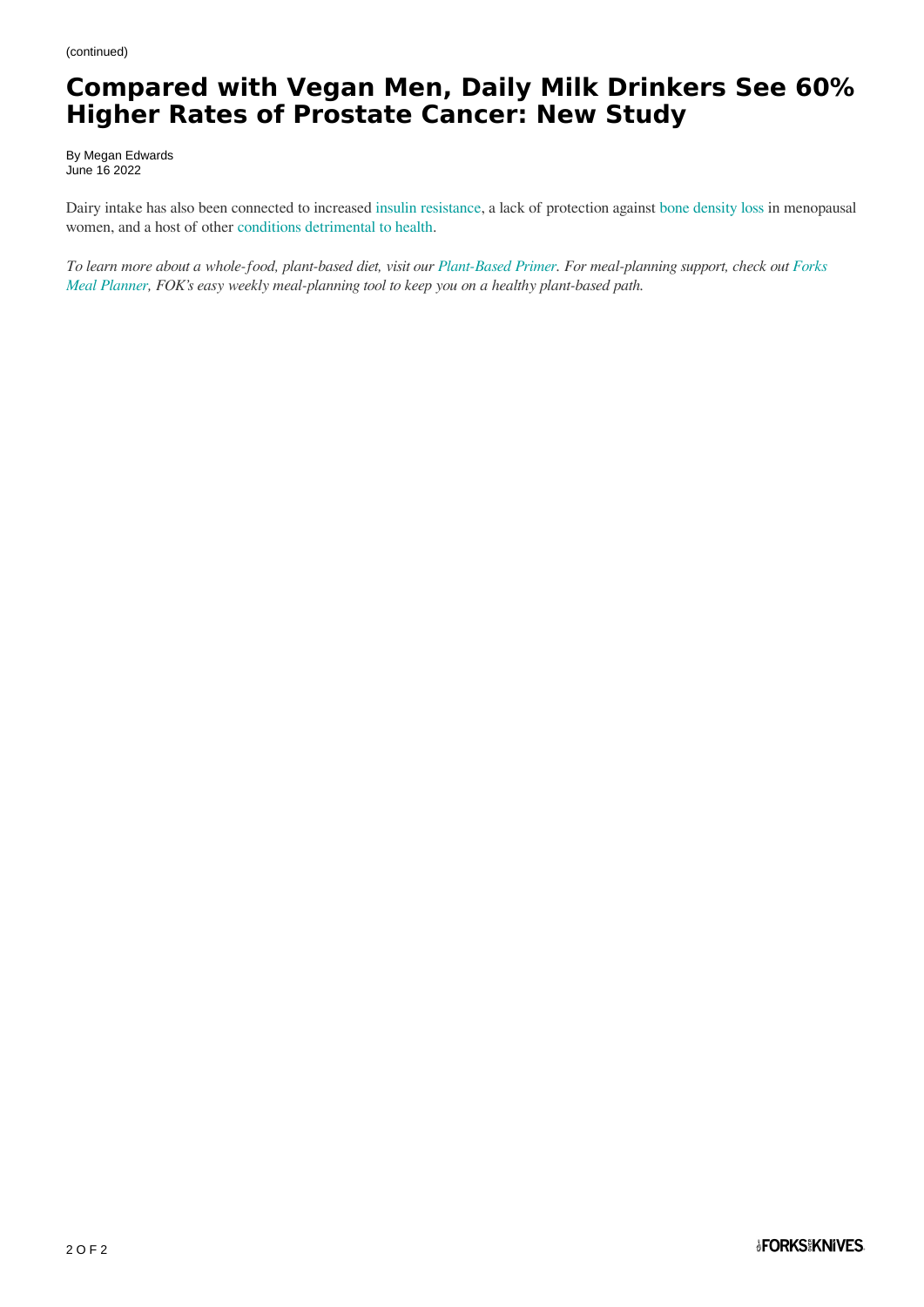Dairy intake has also been connected to increased insulin resistance, a lack of protection against bone density loss in menopausal women, and a host of other conditions detrimental to health.

*To learn more about a whole-food, plant-based diet, visit our Plant-Based Primer. For meal-planning support, check out Forks Meal Planner, FOK's easy weekly meal-planning tool to keep you on a healthy plant-based path.*